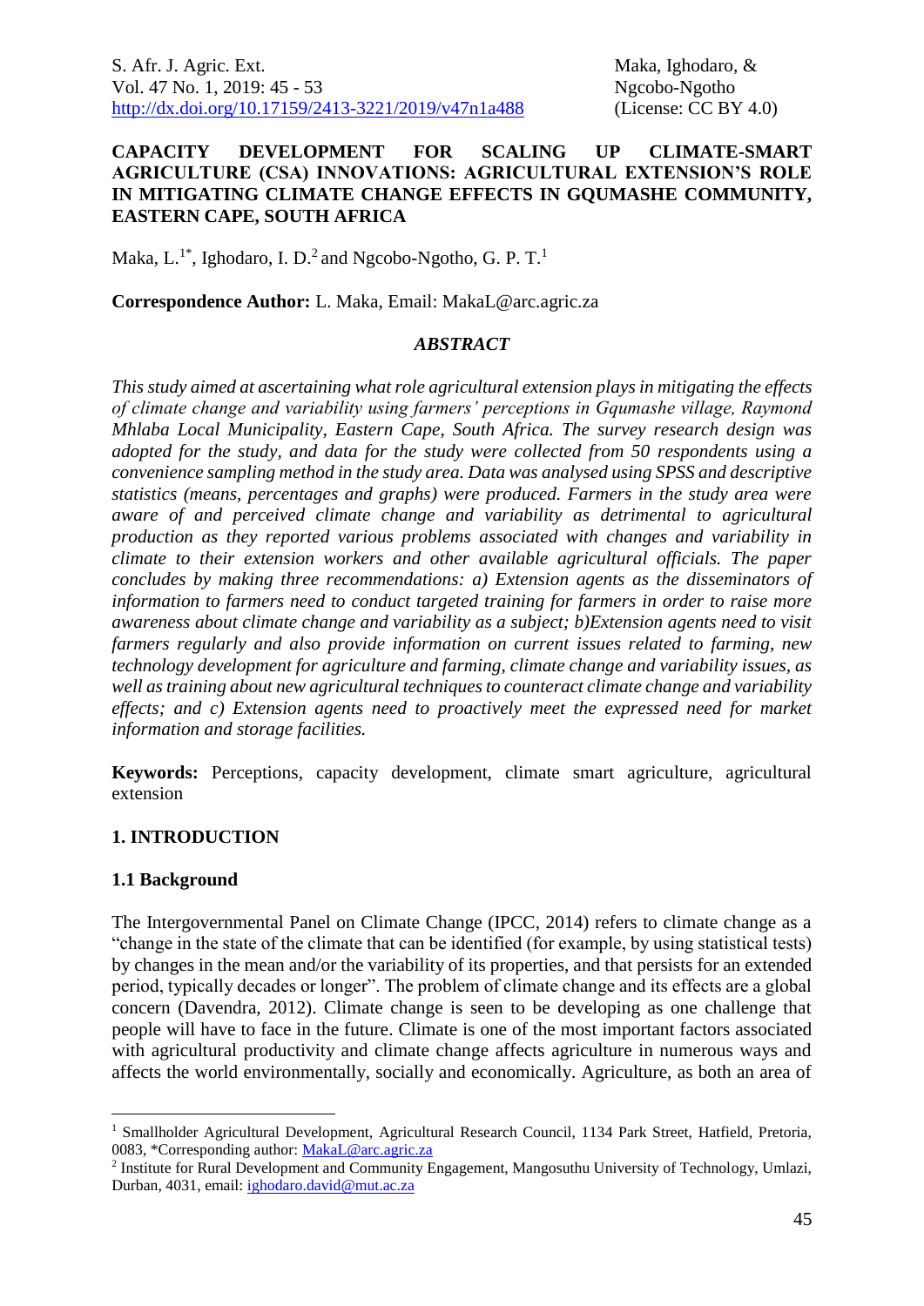# CAPACITY DEVELOPMENT FOR SCALING UP CLIMATE-SMART AGRICULTURE (CSA) INNOVATIONS: AGRICULTURAL EXTENSION'S ROLE IN MITIGATING CLIMATE CHANGE EFFECTS IN GQUMASHE COMMUNITY, EASTERN CAPE, SOUTH AFRICA

Maka, L.[1*], Ighodaro, I. D.[2] and Ngcobo-Ngotho, G. P. T.[1]

**Correspondence Author:** L. Maka, Email: MakaL@arc.agric.za

## *ABSTRACT*

*This study aimed at ascertaining what role agricultural extension plays in mitigating the effects of climate change and variability using farmers' perceptions in Gqumashe village, Raymond Mhlaba Local Municipality, Eastern Cape, South Africa. The survey research design was adopted for the study, and data for the study were collected from 50 respondents using a convenience sampling method in the study area. Data was analysed using SPSS and descriptive statistics (means, percentages and graphs) were produced. Farmers in the study area were aware of and perceived climate change and variability as detrimental to agricultural production as they reported various problems associated with changes and variability in climate to their extension workers and other available agricultural officials. The paper concludes by making three recommendations: a) Extension agents as the disseminators of information to farmers need to conduct targeted training for farmers in order to raise more awareness about climate change and variability as a subject; b)Extension agents need to visit farmers regularly and also provide information on current issues related to farming, new technology development for agriculture and farming, climate change and variability issues, as well as training about new agricultural techniques to counteract climate change and variability effects; and c) Extension agents need to proactively meet the expressed need for market information and storage facilities.*

**Keywords:** Perceptions, capacity development, climate smart agriculture, agricultural extension

## 1. INTRODUCTION

### 1.1 Background

The Intergovernmental Panel on Climate Change (IPCC, 2014) refers to climate change as a "change in the state of the climate that can be identified (for example, by using statistical tests) by changes in the mean and/or the variability of its properties, and that persists for an extended period, typically decades or longer". The problem of climate change and its effects are a global concern (Davendra, 2012). Climate change is seen to be developing as one challenge that people will have to face in the future. Climate is one of the most important factors associated with agricultural productivity and climate change affects agriculture in numerous ways and affects the world environmentally, socially and economically. Agriculture, as both an area of

---

[1] Smallholder Agricultural Development, Agricultural Research Council, 1134 Park Street, Hatfield, Pretoria, 0083, *Corresponding author: MakaL@arc.agric.za

[2] Institute for Rural Development and Community Engagement, Mangosuthu University of Technology, Umlazi, Durban, 4031, email: ighodaro.david@mut.ac.za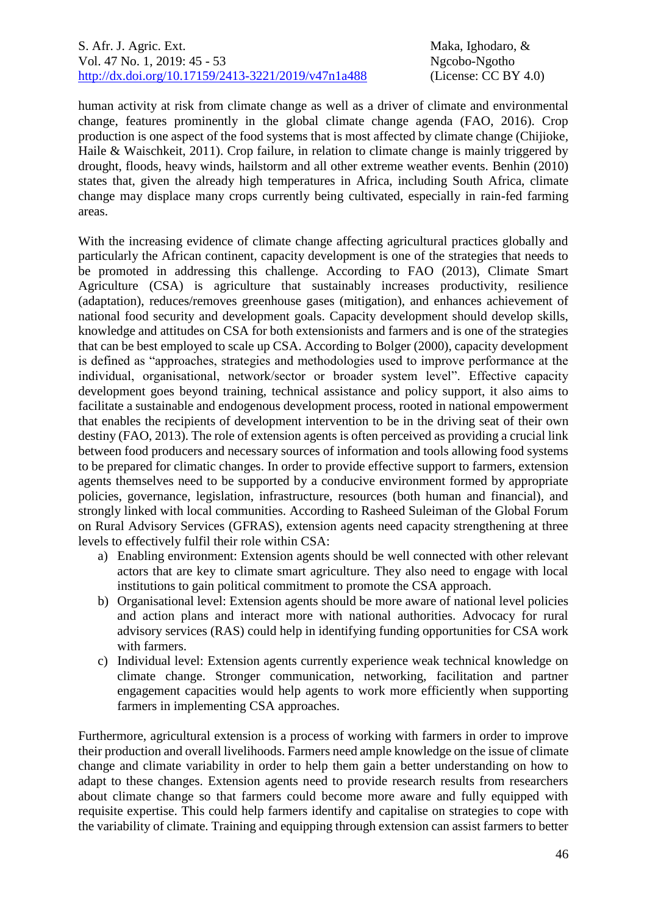human activity at risk from climate change as well as a driver of climate and environmental change, features prominently in the global climate change agenda (FAO, 2016). Crop production is one aspect of the food systems that is most affected by climate change (Chijioke, Haile & Waischkeit, 2011). Crop failure, in relation to climate change is mainly triggered by drought, floods, heavy winds, hailstorm and all other extreme weather events. Benhin (2010) states that, given the already high temperatures in Africa, including South Africa, climate change may displace many crops currently being cultivated, especially in rain-fed farming areas.

With the increasing evidence of climate change affecting agricultural practices globally and particularly the African continent, capacity development is one of the strategies that needs to be promoted in addressing this challenge. According to FAO (2013), Climate Smart Agriculture (CSA) is agriculture that sustainably increases productivity, resilience (adaptation), reduces/removes greenhouse gases (mitigation), and enhances achievement of national food security and development goals. Capacity development should develop skills, knowledge and attitudes on CSA for both extensionists and farmers and is one of the strategies that can be best employed to scale up CSA. According to Bolger (2000), capacity development is defined as "approaches, strategies and methodologies used to improve performance at the individual, organisational, network/sector or broader system level". Effective capacity development goes beyond training, technical assistance and policy support, it also aims to facilitate a sustainable and endogenous development process, rooted in national empowerment that enables the recipients of development intervention to be in the driving seat of their own destiny (FAO, 2013). The role of extension agents is often perceived as providing a crucial link between food producers and necessary sources of information and tools allowing food systems to be prepared for climatic changes. In order to provide effective support to farmers, extension agents themselves need to be supported by a conducive environment formed by appropriate policies, governance, legislation, infrastructure, resources (both human and financial), and strongly linked with local communities. According to Rasheed Suleiman of the Global Forum on Rural Advisory Services (GFRAS), extension agents need capacity strengthening at three levels to effectively fulfil their role within CSA:

a) Enabling environment: Extension agents should be well connected with other relevant actors that are key to climate smart agriculture. They also need to engage with local institutions to gain political commitment to promote the CSA approach.
b) Organisational level: Extension agents should be more aware of national level policies and action plans and interact more with national authorities. Advocacy for rural advisory services (RAS) could help in identifying funding opportunities for CSA work with farmers.
c) Individual level: Extension agents currently experience weak technical knowledge on climate change. Stronger communication, networking, facilitation and partner engagement capacities would help agents to work more efficiently when supporting farmers in implementing CSA approaches.

Furthermore, agricultural extension is a process of working with farmers in order to improve their production and overall livelihoods. Farmers need ample knowledge on the issue of climate change and climate variability in order to help them gain a better understanding on how to adapt to these changes. Extension agents need to provide research results from researchers about climate change so that farmers could become more aware and fully equipped with requisite expertise. This could help farmers identify and capitalise on strategies to cope with the variability of climate. Training and equipping through extension can assist farmers to better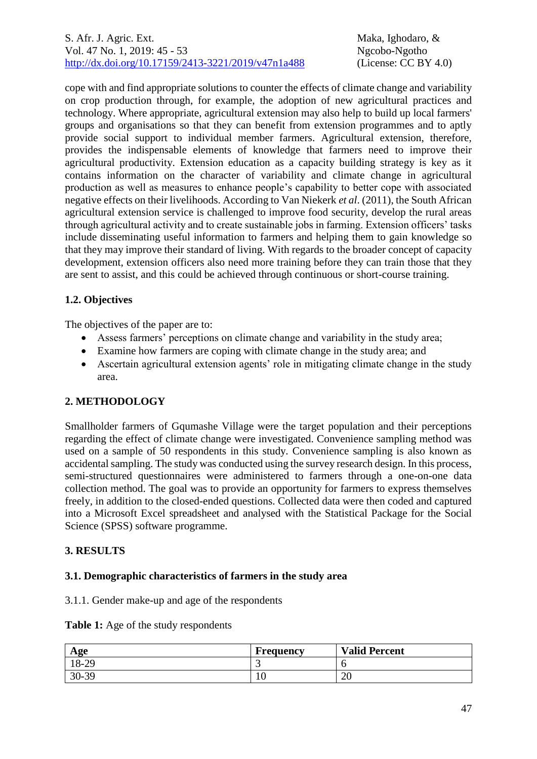cope with and find appropriate solutions to counter the effects of climate change and variability on crop production through, for example, the adoption of new agricultural practices and technology. Where appropriate, agricultural extension may also help to build up local farmers' groups and organisations so that they can benefit from extension programmes and to aptly provide social support to individual member farmers. Agricultural extension, therefore, provides the indispensable elements of knowledge that farmers need to improve their agricultural productivity. Extension education as a capacity building strategy is key as it contains information on the character of variability and climate change in agricultural production as well as measures to enhance people's capability to better cope with associated negative effects on their livelihoods. According to Van Niekerk *et al*. (2011), the South African agricultural extension service is challenged to improve food security, develop the rural areas through agricultural activity and to create sustainable jobs in farming. Extension officers' tasks include disseminating useful information to farmers and helping them to gain knowledge so that they may improve their standard of living. With regards to the broader concept of capacity development, extension officers also need more training before they can train those that they are sent to assist, and this could be achieved through continuous or short-course training.

### 1.2. Objectives

The objectives of the paper are to:

- Assess farmers' perceptions on climate change and variability in the study area;
- Examine how farmers are coping with climate change in the study area; and
- Ascertain agricultural extension agents' role in mitigating climate change in the study area.

## 2. METHODOLOGY

Smallholder farmers of Gqumashe Village were the target population and their perceptions regarding the effect of climate change were investigated. Convenience sampling method was used on a sample of 50 respondents in this study. Convenience sampling is also known as accidental sampling. The study was conducted using the survey research design. In this process, semi-structured questionnaires were administered to farmers through a one-on-one data collection method. The goal was to provide an opportunity for farmers to express themselves freely, in addition to the closed-ended questions. Collected data were then coded and captured into a Microsoft Excel spreadsheet and analysed with the Statistical Package for the Social Science (SPSS) software programme.

## 3. RESULTS

### 3.1. Demographic characteristics of farmers in the study area

3.1.1. Gender make-up and age of the respondents

**Table 1:** Age of the study respondents

| Age | Frequency | Valid Percent |
|---|---|---|
| 18-29 | 3 | 6 |
| 30-39 | 10 | 20 |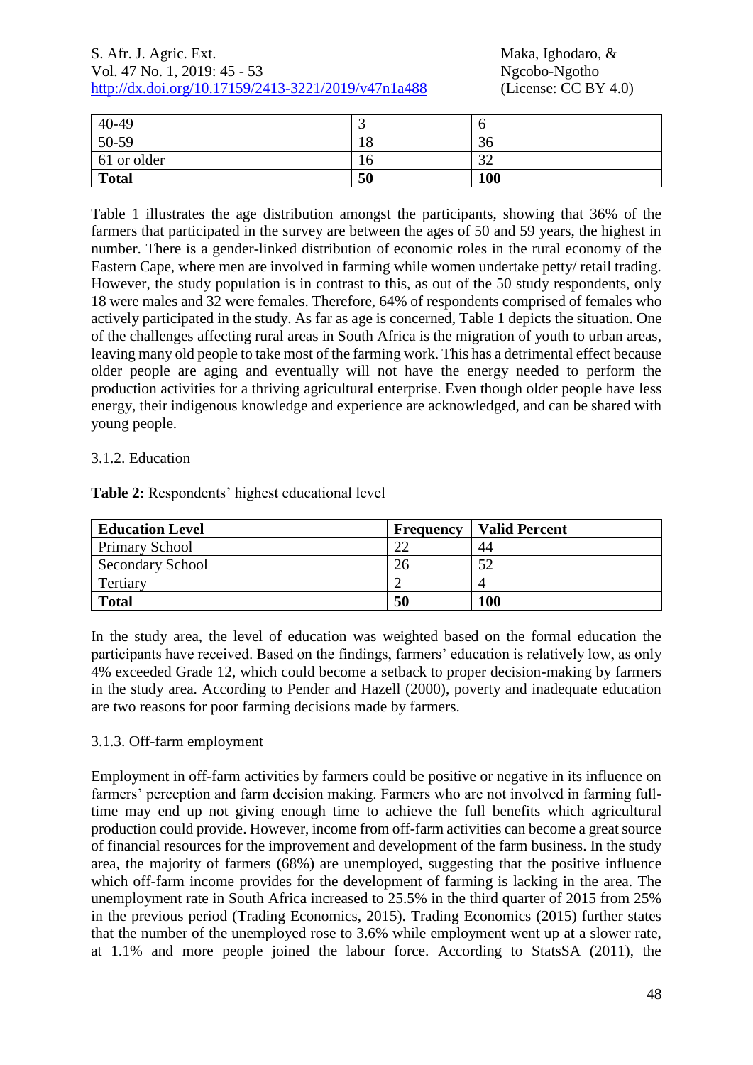| | | |
|---|---|---|
| 40-49 | 3 | 6 |
| 50-59 | 18 | 36 |
| 61 or older | 16 | 32 |
| **Total** | **50** | **100** |

Table 1 illustrates the age distribution amongst the participants, showing that 36% of the farmers that participated in the survey are between the ages of 50 and 59 years, the highest in number. There is a gender-linked distribution of economic roles in the rural economy of the Eastern Cape, where men are involved in farming while women undertake petty/ retail trading. However, the study population is in contrast to this, as out of the 50 study respondents, only 18 were males and 32 were females. Therefore, 64% of respondents comprised of females who actively participated in the study. As far as age is concerned, Table 1 depicts the situation. One of the challenges affecting rural areas in South Africa is the migration of youth to urban areas, leaving many old people to take most of the farming work. This has a detrimental effect because older people are aging and eventually will not have the energy needed to perform the production activities for a thriving agricultural enterprise. Even though older people have less energy, their indigenous knowledge and experience are acknowledged, and can be shared with young people.

### 3.1.2. Education

**Table 2:** Respondents' highest educational level

| **Education Level** | **Frequency** | **Valid Percent** |
|---|---|---|
| Primary School | 22 | 44 |
| Secondary School | 26 | 52 |
| Tertiary | 2 | 4 |
| **Total** | **50** | **100** |

In the study area, the level of education was weighted based on the formal education the participants have received. Based on the findings, farmers' education is relatively low, as only 4% exceeded Grade 12, which could become a setback to proper decision-making by farmers in the study area. According to Pender and Hazell (2000), poverty and inadequate education are two reasons for poor farming decisions made by farmers.

### 3.1.3. Off-farm employment

Employment in off-farm activities by farmers could be positive or negative in its influence on farmers' perception and farm decision making. Farmers who are not involved in farming full-time may end up not giving enough time to achieve the full benefits which agricultural production could provide. However, income from off-farm activities can become a great source of financial resources for the improvement and development of the farm business. In the study area, the majority of farmers (68%) are unemployed, suggesting that the positive influence which off-farm income provides for the development of farming is lacking in the area. The unemployment rate in South Africa increased to 25.5% in the third quarter of 2015 from 25% in the previous period (Trading Economics, 2015). Trading Economics (2015) further states that the number of the unemployed rose to 3.6% while employment went up at a slower rate, at 1.1% and more people joined the labour force. According to StatsSA (2011), the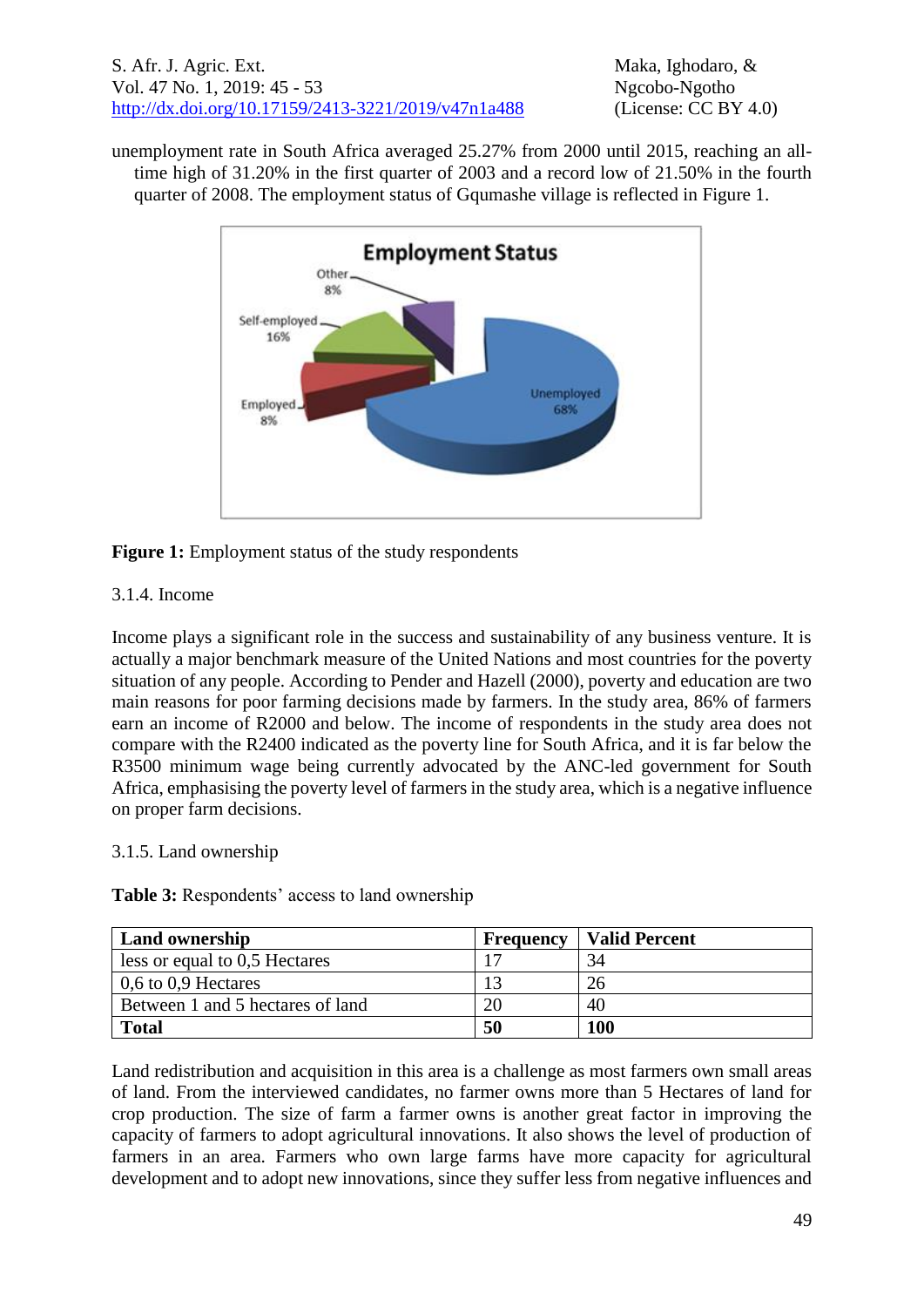unemployment rate in South Africa averaged 25.27% from 2000 until 2015, reaching an all-time high of 31.20% in the first quarter of 2003 and a record low of 21.50% in the fourth quarter of 2008. The employment status of Gqumashe village is reflected in Figure 1.

**Figure 1:** Employment status of the study respondents

3.1.4. Income

Income plays a significant role in the success and sustainability of any business venture. It is actually a major benchmark measure of the United Nations and most countries for the poverty situation of any people. According to Pender and Hazell (2000), poverty and education are two main reasons for poor farming decisions made by farmers. In the study area, 86% of farmers earn an income of R2000 and below. The income of respondents in the study area does not compare with the R2400 indicated as the poverty line for South Africa, and it is far below the R3500 minimum wage being currently advocated by the ANC-led government for South Africa, emphasising the poverty level of farmers in the study area, which is a negative influence on proper farm decisions.

3.1.5. Land ownership

**Table 3:** Respondents' access to land ownership

| Land ownership | Frequency | Valid Percent |
|---|---|---|
| less or equal to 0,5 Hectares | 17 | 34 |
| 0,6 to 0,9 Hectares | 13 | 26 |
| Between 1 and 5 hectares of land | 20 | 40 |
| **Total** | **50** | **100** |

Land redistribution and acquisition in this area is a challenge as most farmers own small areas of land. From the interviewed candidates, no farmer owns more than 5 Hectares of land for crop production. The size of farm a farmer owns is another great factor in improving the capacity of farmers to adopt agricultural innovations. It also shows the level of production of farmers in an area. Farmers who own large farms have more capacity for agricultural development and to adopt new innovations, since they suffer less from negative influences and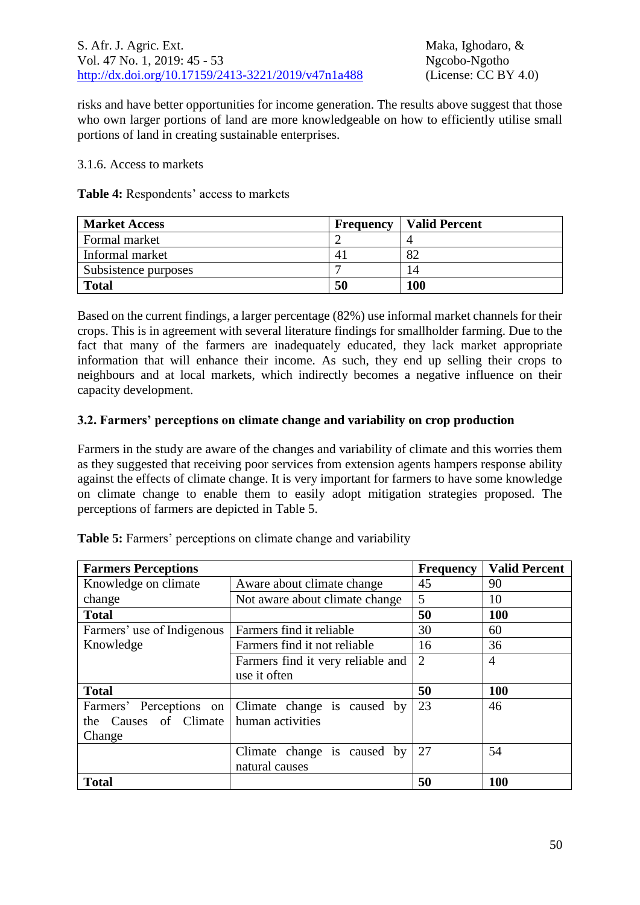risks and have better opportunities for income generation. The results above suggest that those who own larger portions of land are more knowledgeable on how to efficiently utilise small portions of land in creating sustainable enterprises.

3.1.6. Access to markets

**Table 4:** Respondents' access to markets

| Market Access | Frequency | Valid Percent |
|---|---|---|
| Formal market | 2 | 4 |
| Informal market | 41 | 82 |
| Subsistence purposes | 7 | 14 |
| **Total** | **50** | **100** |

Based on the current findings, a larger percentage (82%) use informal market channels for their crops. This is in agreement with several literature findings for smallholder farming. Due to the fact that many of the farmers are inadequately educated, they lack market appropriate information that will enhance their income. As such, they end up selling their crops to neighbours and at local markets, which indirectly becomes a negative influence on their capacity development.

### 3.2. Farmers' perceptions on climate change and variability on crop production

Farmers in the study are aware of the changes and variability of climate and this worries them as they suggested that receiving poor services from extension agents hampers response ability against the effects of climate change. It is very important for farmers to have some knowledge on climate change to enable them to easily adopt mitigation strategies proposed. The perceptions of farmers are depicted in Table 5.

**Table 5:** Farmers' perceptions on climate change and variability

| Farmers Perceptions | | Frequency | Valid Percent |
|---|---|---|---|
| Knowledge on climate change | Aware about climate change | 45 | 90 |
| | Not aware about climate change | 5 | 10 |
| **Total** | | **50** | **100** |
| Farmers' use of Indigenous Knowledge | Farmers find it reliable | 30 | 60 |
| | Farmers find it not reliable | 16 | 36 |
| | Farmers find it very reliable and use it often | 2 | 4 |
| **Total** | | **50** | **100** |
| Farmers' Perceptions on the Causes of Climate Change | Climate change is caused by human activities | 23 | 46 |
| | Climate change is caused by natural causes | 27 | 54 |
| **Total** | | **50** | **100** |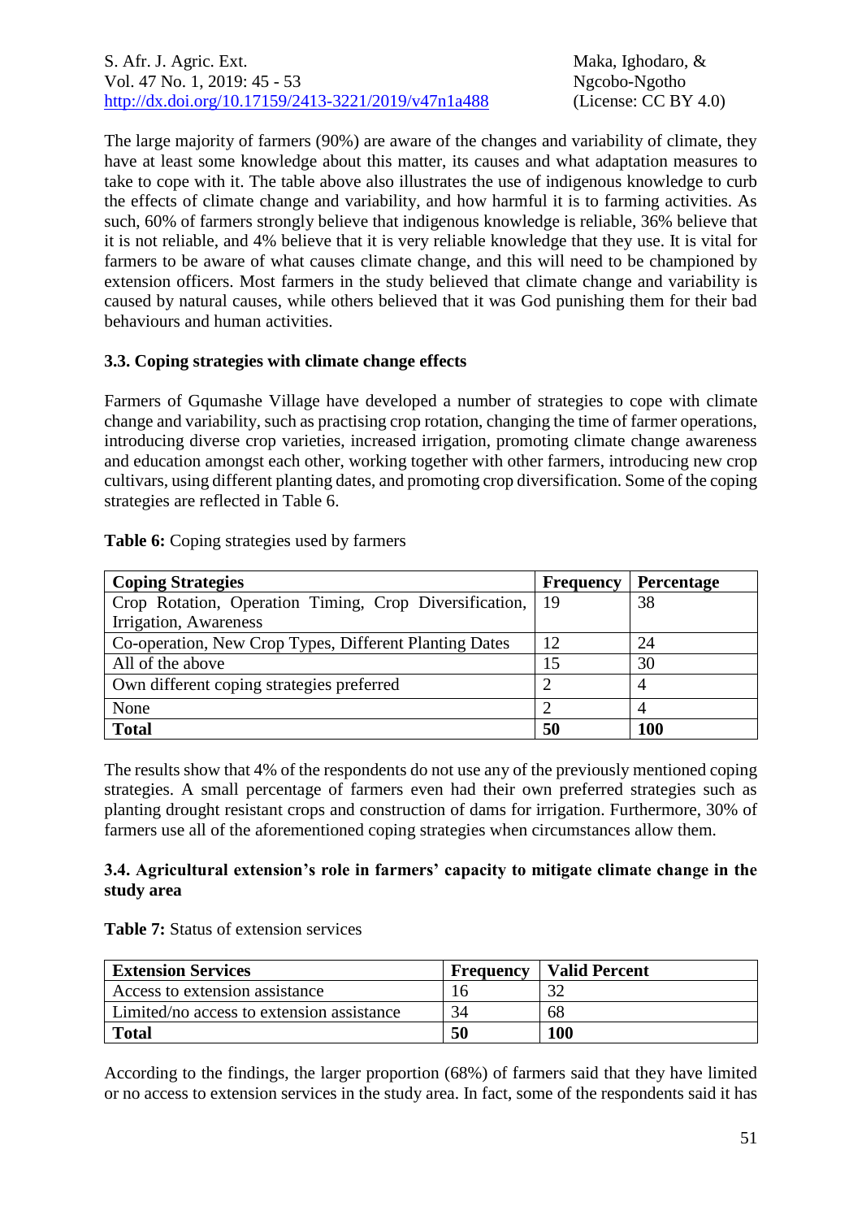The large majority of farmers (90%) are aware of the changes and variability of climate, they have at least some knowledge about this matter, its causes and what adaptation measures to take to cope with it. The table above also illustrates the use of indigenous knowledge to curb the effects of climate change and variability, and how harmful it is to farming activities. As such, 60% of farmers strongly believe that indigenous knowledge is reliable, 36% believe that it is not reliable, and 4% believe that it is very reliable knowledge that they use. It is vital for farmers to be aware of what causes climate change, and this will need to be championed by extension officers. Most farmers in the study believed that climate change and variability is caused by natural causes, while others believed that it was God punishing them for their bad behaviours and human activities.

### 3.3. Coping strategies with climate change effects

Farmers of Gqumashe Village have developed a number of strategies to cope with climate change and variability, such as practising crop rotation, changing the time of farmer operations, introducing diverse crop varieties, increased irrigation, promoting climate change awareness and education amongst each other, working together with other farmers, introducing new crop cultivars, using different planting dates, and promoting crop diversification. Some of the coping strategies are reflected in Table 6.

**Table 6:** Coping strategies used by farmers

| Coping Strategies | Frequency | Percentage |
|---|---|---|
| Crop Rotation, Operation Timing, Crop Diversification, Irrigation, Awareness | 19 | 38 |
| Co-operation, New Crop Types, Different Planting Dates | 12 | 24 |
| All of the above | 15 | 30 |
| Own different coping strategies preferred | 2 | 4 |
| None | 2 | 4 |
| **Total** | **50** | **100** |

The results show that 4% of the respondents do not use any of the previously mentioned coping strategies. A small percentage of farmers even had their own preferred strategies such as planting drought resistant crops and construction of dams for irrigation. Furthermore, 30% of farmers use all of the aforementioned coping strategies when circumstances allow them.

### 3.4. Agricultural extension's role in farmers' capacity to mitigate climate change in the study area

**Table 7:** Status of extension services

| Extension Services | Frequency | Valid Percent |
|---|---|---|
| Access to extension assistance | 16 | 32 |
| Limited/no access to extension assistance | 34 | 68 |
| **Total** | **50** | **100** |

According to the findings, the larger proportion (68%) of farmers said that they have limited or no access to extension services in the study area. In fact, some of the respondents said it has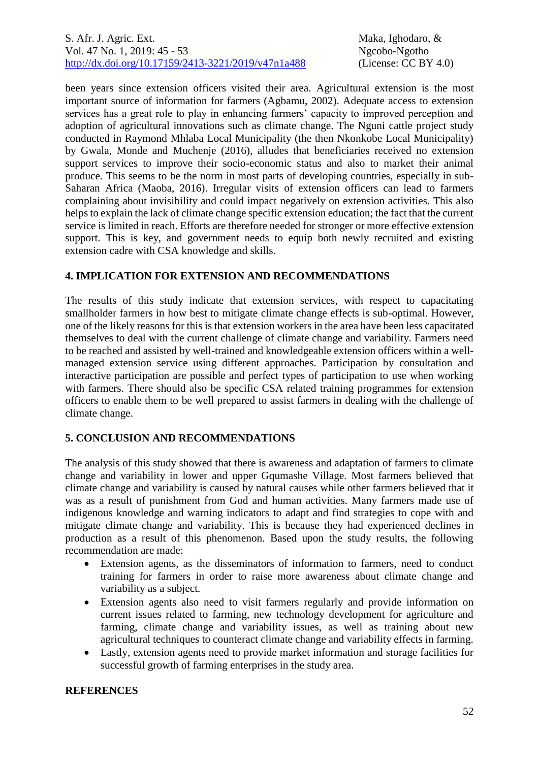been years since extension officers visited their area. Agricultural extension is the most important source of information for farmers (Agbamu, 2002). Adequate access to extension services has a great role to play in enhancing farmers' capacity to improved perception and adoption of agricultural innovations such as climate change. The Nguni cattle project study conducted in Raymond Mhlaba Local Municipality (the then Nkonkobe Local Municipality) by Gwala, Monde and Muchenje (2016), alludes that beneficiaries received no extension support services to improve their socio-economic status and also to market their animal produce. This seems to be the norm in most parts of developing countries, especially in sub-Saharan Africa (Maoba, 2016). Irregular visits of extension officers can lead to farmers complaining about invisibility and could impact negatively on extension activities. This also helps to explain the lack of climate change specific extension education; the fact that the current service is limited in reach. Efforts are therefore needed for stronger or more effective extension support. This is key, and government needs to equip both newly recruited and existing extension cadre with CSA knowledge and skills.

## 4. IMPLICATION FOR EXTENSION AND RECOMMENDATIONS

The results of this study indicate that extension services, with respect to capacitating smallholder farmers in how best to mitigate climate change effects is sub-optimal. However, one of the likely reasons for this is that extension workers in the area have been less capacitated themselves to deal with the current challenge of climate change and variability. Farmers need to be reached and assisted by well-trained and knowledgeable extension officers within a well-managed extension service using different approaches. Participation by consultation and interactive participation are possible and perfect types of participation to use when working with farmers. There should also be specific CSA related training programmes for extension officers to enable them to be well prepared to assist farmers in dealing with the challenge of climate change.

## 5. CONCLUSION AND RECOMMENDATIONS

The analysis of this study showed that there is awareness and adaptation of farmers to climate change and variability in lower and upper Gqumashe Village. Most farmers believed that climate change and variability is caused by natural causes while other farmers believed that it was as a result of punishment from God and human activities. Many farmers made use of indigenous knowledge and warning indicators to adapt and find strategies to cope with and mitigate climate change and variability. This is because they had experienced declines in production as a result of this phenomenon. Based upon the study results, the following recommendation are made:

- Extension agents, as the disseminators of information to farmers, need to conduct training for farmers in order to raise more awareness about climate change and variability as a subject.
- Extension agents also need to visit farmers regularly and provide information on current issues related to farming, new technology development for agriculture and farming, climate change and variability issues, as well as training about new agricultural techniques to counteract climate change and variability effects in farming.
- Lastly, extension agents need to provide market information and storage facilities for successful growth of farming enterprises in the study area.

## REFERENCES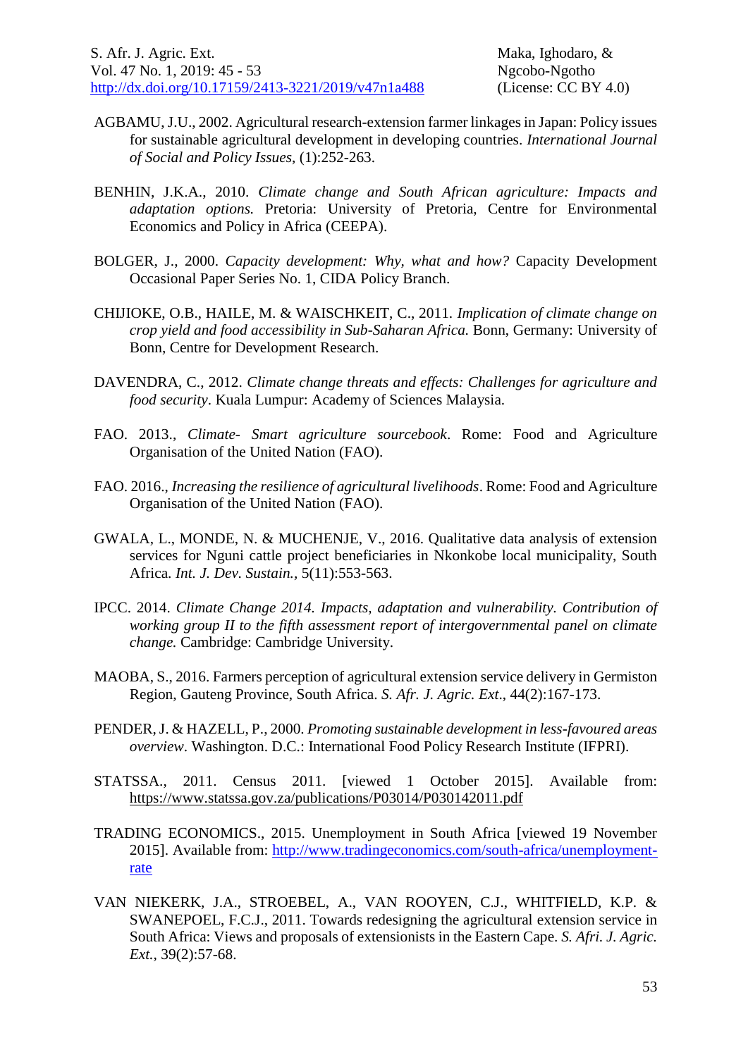AGBAMU, J.U., 2002. Agricultural research-extension farmer linkages in Japan: Policy issues for sustainable agricultural development in developing countries. *International Journal of Social and Policy Issues*, (1):252-263.

BENHIN, J.K.A., 2010. *Climate change and South African agriculture: Impacts and adaptation options.* Pretoria: University of Pretoria, Centre for Environmental Economics and Policy in Africa (CEEPA).

BOLGER, J., 2000. *Capacity development: Why, what and how?* Capacity Development Occasional Paper Series No. 1, CIDA Policy Branch.

CHIJIOKE, O.B., HAILE, M. & WAISCHKEIT, C., 2011. *Implication of climate change on crop yield and food accessibility in Sub-Saharan Africa.* Bonn, Germany: University of Bonn, Centre for Development Research.

DAVENDRA, C., 2012. *Climate change threats and effects: Challenges for agriculture and food security*. Kuala Lumpur: Academy of Sciences Malaysia.

FAO. 2013., *Climate- Smart agriculture sourcebook*. Rome: Food and Agriculture Organisation of the United Nation (FAO).

FAO. 2016., *Increasing the resilience of agricultural livelihoods*. Rome: Food and Agriculture Organisation of the United Nation (FAO).

GWALA, L., MONDE, N. & MUCHENJE, V., 2016. Qualitative data analysis of extension services for Nguni cattle project beneficiaries in Nkonkobe local municipality, South Africa. *Int. J. Dev. Sustain.*, 5(11):553-563.

IPCC. 2014. *Climate Change 2014. Impacts, adaptation and vulnerability. Contribution of working group II to the fifth assessment report of intergovernmental panel on climate change.* Cambridge: Cambridge University.

MAOBA, S., 2016. Farmers perception of agricultural extension service delivery in Germiston Region, Gauteng Province, South Africa. *S. Afr. J. Agric. Ext*., 44(2):167-173.

PENDER, J. & HAZELL, P., 2000. *Promoting sustainable development in less-favoured areas overview*. Washington. D.C.: International Food Policy Research Institute (IFPRI).

STATSSA., 2011. Census 2011. [viewed 1 October 2015]. Available from: https://www.statssa.gov.za/publications/P03014/P030142011.pdf

TRADING ECONOMICS., 2015. Unemployment in South Africa [viewed 19 November 2015]. Available from: http://www.tradingeconomics.com/south-africa/unemployment-rate

VAN NIEKERK, J.A., STROEBEL, A., VAN ROOYEN, C.J., WHITFIELD, K.P. & SWANEPOEL, F.C.J., 2011. Towards redesigning the agricultural extension service in South Africa: Views and proposals of extensionists in the Eastern Cape. *S. Afri. J. Agric. Ext.*, 39(2):57-68.